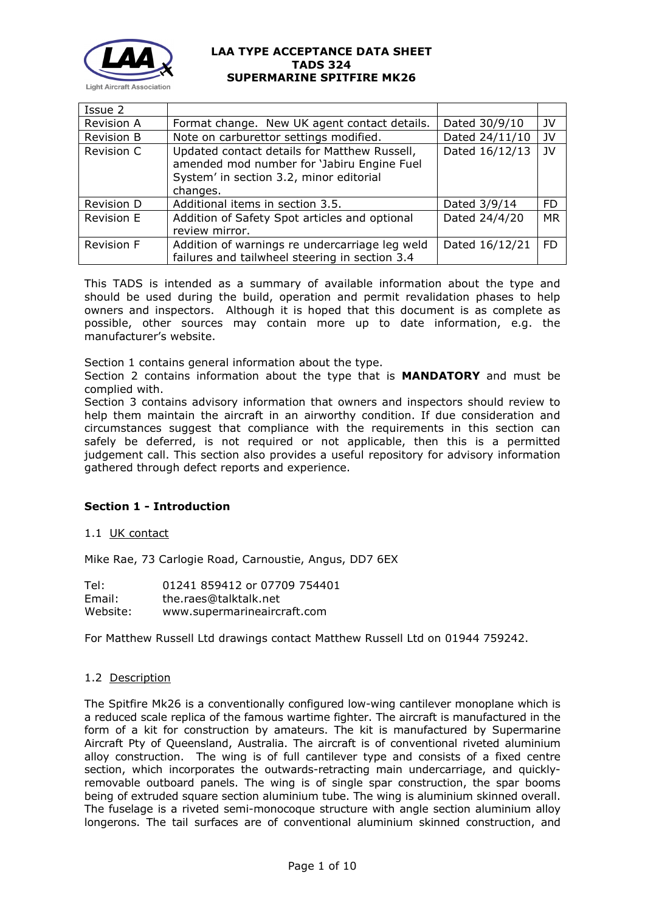# LAA TYPE ACCEPTANCE DATA SHEET
# TADS 324
# SUPERMARINE SPITFIRE MK26

| Issue 2 | | | |
|---|---|---|---|
| Revision A | Format change. New UK agent contact details. | Dated 30/9/10 | JV |
| Revision B | Note on carburettor settings modified. | Dated 24/11/10 | JV |
| Revision C | Updated contact details for Matthew Russell, amended mod number for 'Jabiru Engine Fuel System' in section 3.2, minor editorial changes. | Dated 16/12/13 | JV |
| Revision D | Additional items in section 3.5. | Dated 3/9/14 | FD |
| Revision E | Addition of Safety Spot articles and optional review mirror. | Dated 24/4/20 | MR |
| Revision F | Addition of warnings re undercarriage leg weld failures and tailwheel steering in section 3.4 | Dated 16/12/21 | FD |

This TADS is intended as a summary of available information about the type and should be used during the build, operation and permit revalidation phases to help owners and inspectors. Although it is hoped that this document is as complete as possible, other sources may contain more up to date information, e.g. the manufacturer's website.

Section 1 contains general information about the type.

Section 2 contains information about the type that is **MANDATORY** and must be complied with.

Section 3 contains advisory information that owners and inspectors should review to help them maintain the aircraft in an airworthy condition. If due consideration and circumstances suggest that compliance with the requirements in this section can safely be deferred, is not required or not applicable, then this is a permitted judgement call. This section also provides a useful repository for advisory information gathered through defect reports and experience.

## Section 1 - Introduction

1.1 UK contact

Mike Rae, 73 Carlogie Road, Carnoustie, Angus, DD7 6EX

Tel: 01241 859412 or 07709 754401
Email: the.raes@talktalk.net
Website: www.supermarineaircraft.com

For Matthew Russell Ltd drawings contact Matthew Russell Ltd on 01944 759242.

1.2 Description

The Spitfire Mk26 is a conventionally configured low-wing cantilever monoplane which is a reduced scale replica of the famous wartime fighter. The aircraft is manufactured in the form of a kit for construction by amateurs. The kit is manufactured by Supermarine Aircraft Pty of Queensland, Australia. The aircraft is of conventional riveted aluminium alloy construction. The wing is of full cantilever type and consists of a fixed centre section, which incorporates the outwards-retracting main undercarriage, and quickly-removable outboard panels. The wing is of single spar construction, the spar booms being of extruded square section aluminium tube. The wing is aluminium skinned overall. The fuselage is a riveted semi-monocoque structure with angle section aluminium alloy longerons. The tail surfaces are of conventional aluminium skinned construction, and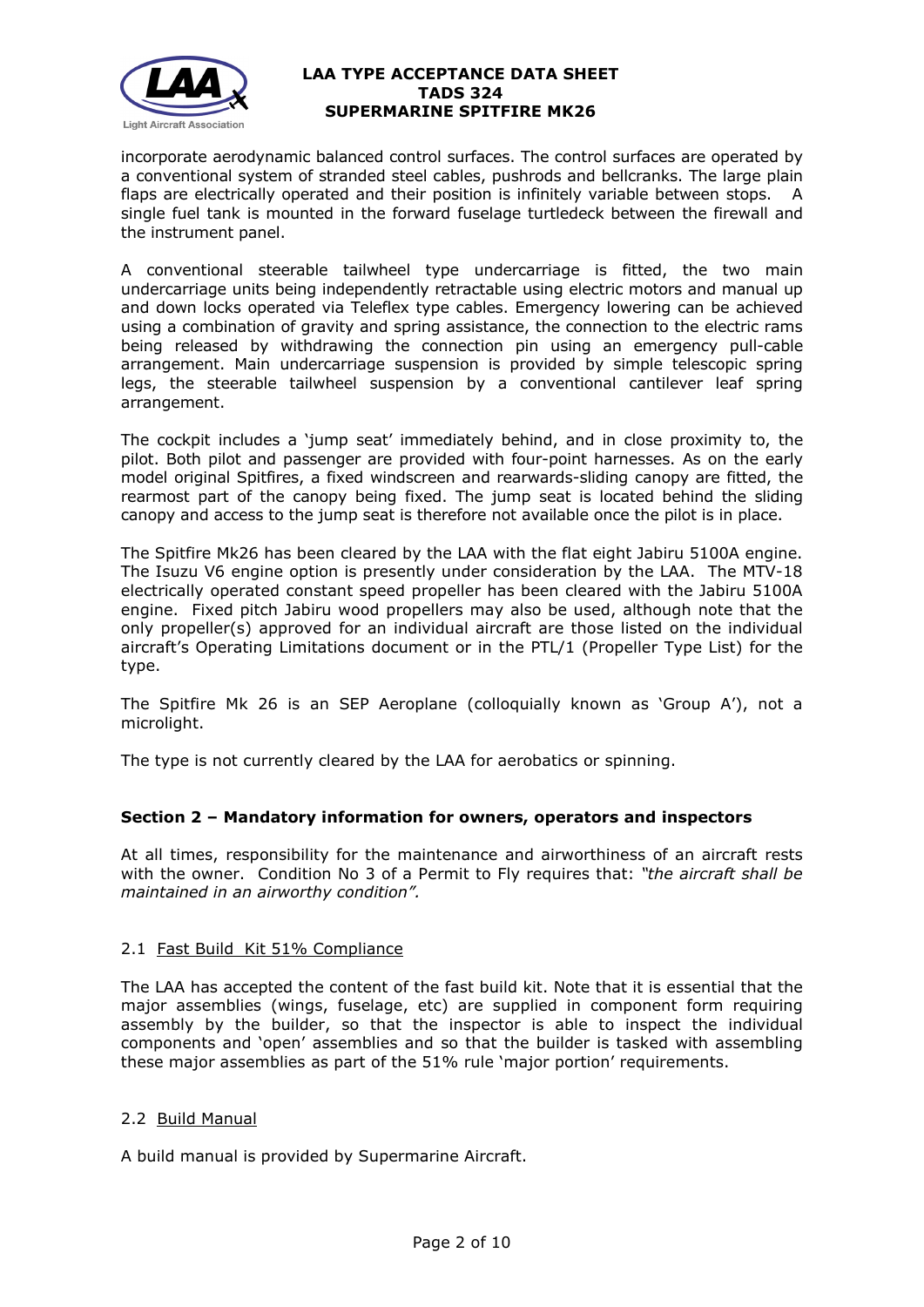incorporate aerodynamic balanced control surfaces. The control surfaces are operated by a conventional system of stranded steel cables, pushrods and bellcranks. The large plain flaps are electrically operated and their position is infinitely variable between stops. A single fuel tank is mounted in the forward fuselage turtledeck between the firewall and the instrument panel.

A conventional steerable tailwheel type undercarriage is fitted, the two main undercarriage units being independently retractable using electric motors and manual up and down locks operated via Teleflex type cables. Emergency lowering can be achieved using a combination of gravity and spring assistance, the connection to the electric rams being released by withdrawing the connection pin using an emergency pull-cable arrangement. Main undercarriage suspension is provided by simple telescopic spring legs, the steerable tailwheel suspension by a conventional cantilever leaf spring arrangement.

The cockpit includes a 'jump seat' immediately behind, and in close proximity to, the pilot. Both pilot and passenger are provided with four-point harnesses. As on the early model original Spitfires, a fixed windscreen and rearwards-sliding canopy are fitted, the rearmost part of the canopy being fixed. The jump seat is located behind the sliding canopy and access to the jump seat is therefore not available once the pilot is in place.

The Spitfire Mk26 has been cleared by the LAA with the flat eight Jabiru 5100A engine. The Isuzu V6 engine option is presently under consideration by the LAA. The MTV-18 electrically operated constant speed propeller has been cleared with the Jabiru 5100A engine. Fixed pitch Jabiru wood propellers may also be used, although note that the only propeller(s) approved for an individual aircraft are those listed on the individual aircraft's Operating Limitations document or in the PTL/1 (Propeller Type List) for the type.

The Spitfire Mk 26 is an SEP Aeroplane (colloquially known as 'Group A'), not a microlight.

The type is not currently cleared by the LAA for aerobatics or spinning.

## Section 2 – Mandatory information for owners, operators and inspectors

At all times, responsibility for the maintenance and airworthiness of an aircraft rests with the owner. Condition No 3 of a Permit to Fly requires that: *"the aircraft shall be maintained in an airworthy condition".*

### 2.1 Fast Build Kit 51% Compliance

The LAA has accepted the content of the fast build kit. Note that it is essential that the major assemblies (wings, fuselage, etc) are supplied in component form requiring assembly by the builder, so that the inspector is able to inspect the individual components and 'open' assemblies and so that the builder is tasked with assembling these major assemblies as part of the 51% rule 'major portion' requirements.

### 2.2 Build Manual

A build manual is provided by Supermarine Aircraft.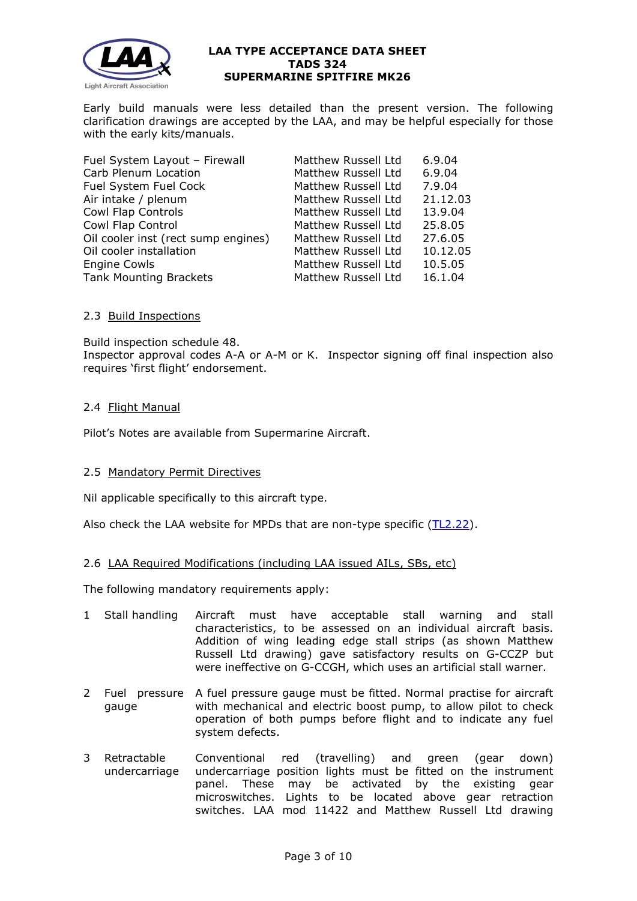Early build manuals were less detailed than the present version. The following clarification drawings are accepted by the LAA, and may be helpful especially for those with the early kits/manuals.

| | | |
|---|---|---|
| Fuel System Layout – Firewall | Matthew Russell Ltd | 6.9.04 |
| Carb Plenum Location | Matthew Russell Ltd | 6.9.04 |
| Fuel System Fuel Cock | Matthew Russell Ltd | 7.9.04 |
| Air intake / plenum | Matthew Russell Ltd | 21.12.03 |
| Cowl Flap Controls | Matthew Russell Ltd | 13.9.04 |
| Cowl Flap Control | Matthew Russell Ltd | 25.8.05 |
| Oil cooler inst (rect sump engines) | Matthew Russell Ltd | 27.6.05 |
| Oil cooler installation | Matthew Russell Ltd | 10.12.05 |
| Engine Cowls | Matthew Russell Ltd | 10.5.05 |
| Tank Mounting Brackets | Matthew Russell Ltd | 16.1.04 |

## 2.3 Build Inspections

Build inspection schedule 48.
Inspector approval codes A-A or A-M or K. Inspector signing off final inspection also requires 'first flight' endorsement.

## 2.4 Flight Manual

Pilot's Notes are available from Supermarine Aircraft.

## 2.5 Mandatory Permit Directives

Nil applicable specifically to this aircraft type.

Also check the LAA website for MPDs that are non-type specific (TL2.22).

## 2.6 LAA Required Modifications (including LAA issued AILs, SBs, etc)

The following mandatory requirements apply:

1. **Stall handling** – Aircraft must have acceptable stall warning and stall characteristics, to be assessed on an individual aircraft basis. Addition of wing leading edge stall strips (as shown Matthew Russell Ltd drawing) gave satisfactory results on G-CCZP but were ineffective on G-CCGH, which uses an artificial stall warner.

2. **Fuel pressure gauge** – A fuel pressure gauge must be fitted. Normal practise for aircraft with mechanical and electric boost pump, to allow pilot to check operation of both pumps before flight and to indicate any fuel system defects.

3. **Retractable undercarriage** – Conventional red (travelling) and green (gear down) undercarriage position lights must be fitted on the instrument panel. These may be activated by the existing gear microswitches. Lights to be located above gear retraction switches. LAA mod 11422 and Matthew Russell Ltd drawing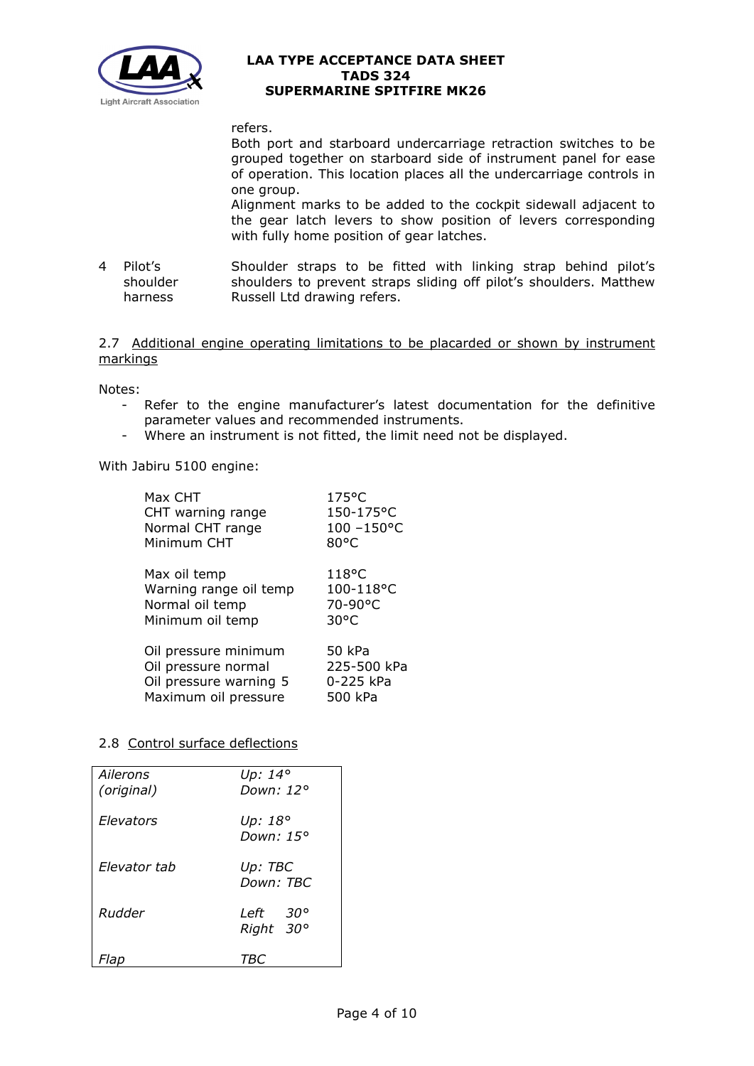refers.

Both port and starboard undercarriage retraction switches to be grouped together on starboard side of instrument panel for ease of operation. This location places all the undercarriage controls in one group.

Alignment marks to be added to the cockpit sidewall adjacent to the gear latch levers to show position of levers corresponding with fully home position of gear latches.

| | | |
|---|---|---|
| 4 | Pilot's shoulder harness | Shoulder straps to be fitted with linking strap behind pilot's shoulders to prevent straps sliding off pilot's shoulders. Matthew Russell Ltd drawing refers. |

2.7 Additional engine operating limitations to be placarded or shown by instrument markings

Notes:
- Refer to the engine manufacturer's latest documentation for the definitive parameter values and recommended instruments.
- Where an instrument is not fitted, the limit need not be displayed.

With Jabiru 5100 engine:

| | |
|---|---|
| Max CHT | 175°C |
| CHT warning range | 150-175°C |
| Normal CHT range | 100 –150°C |
| Minimum CHT | 80°C |
| | |
| Max oil temp | 118°C |
| Warning range oil temp | 100-118°C |
| Normal oil temp | 70-90°C |
| Minimum oil temp | 30°C |
| | |
| Oil pressure minimum | 50 kPa |
| Oil pressure normal | 225-500 kPa |
| Oil pressure warning 5 | 0-225 kPa |
| Maximum oil pressure | 500 kPa |

2.8 Control surface deflections

| | |
|---|---|
| *Ailerons (original)* | *Up: 14°*<br>*Down: 12°* |
| *Elevators* | *Up: 18°*<br>*Down: 15°* |
| *Elevator tab* | *Up: TBC*<br>*Down: TBC* |
| *Rudder* | *Left 30°*<br>*Right 30°* |
| *Flap* | *TBC* |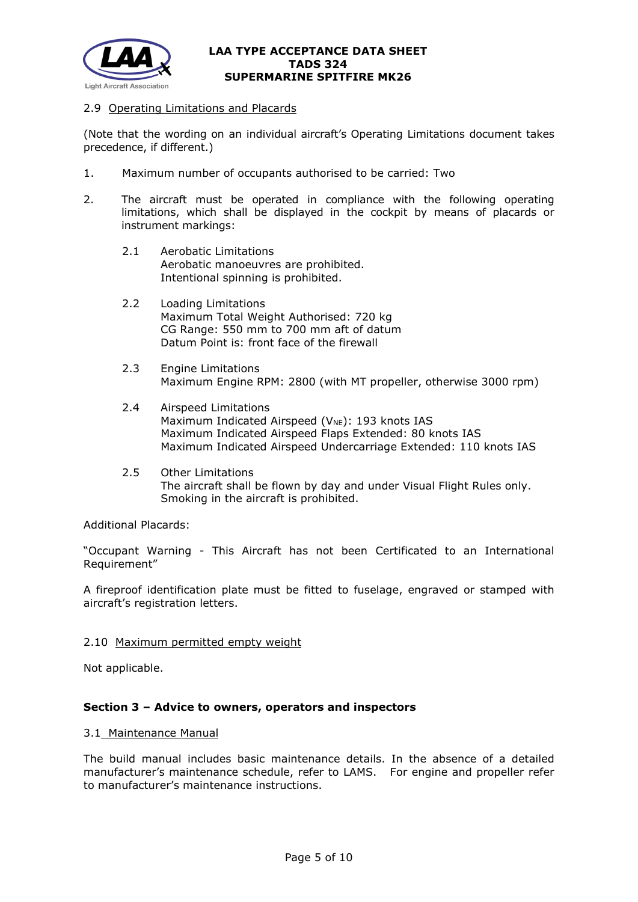2.9 Operating Limitations and Placards

(Note that the wording on an individual aircraft's Operating Limitations document takes precedence, if different.)

1. Maximum number of occupants authorised to be carried: Two

2. The aircraft must be operated in compliance with the following operating limitations, which shall be displayed in the cockpit by means of placards or instrument markings:

   2.1 Aerobatic Limitations
   Aerobatic manoeuvres are prohibited.
   Intentional spinning is prohibited.

   2.2 Loading Limitations
   Maximum Total Weight Authorised: 720 kg
   CG Range: 550 mm to 700 mm aft of datum
   Datum Point is: front face of the firewall

   2.3 Engine Limitations
   Maximum Engine RPM: 2800 (with MT propeller, otherwise 3000 rpm)

   2.4 Airspeed Limitations
   Maximum Indicated Airspeed ($V_{NE}$): 193 knots IAS
   Maximum Indicated Airspeed Flaps Extended: 80 knots IAS
   Maximum Indicated Airspeed Undercarriage Extended: 110 knots IAS

   2.5 Other Limitations
   The aircraft shall be flown by day and under Visual Flight Rules only.
   Smoking in the aircraft is prohibited.

Additional Placards:

"Occupant Warning - This Aircraft has not been Certificated to an International Requirement"

A fireproof identification plate must be fitted to fuselage, engraved or stamped with aircraft's registration letters.

2.10 Maximum permitted empty weight

Not applicable.

**Section 3 – Advice to owners, operators and inspectors**

3.1 Maintenance Manual

The build manual includes basic maintenance details. In the absence of a detailed manufacturer's maintenance schedule, refer to LAMS. For engine and propeller refer to manufacturer's maintenance instructions.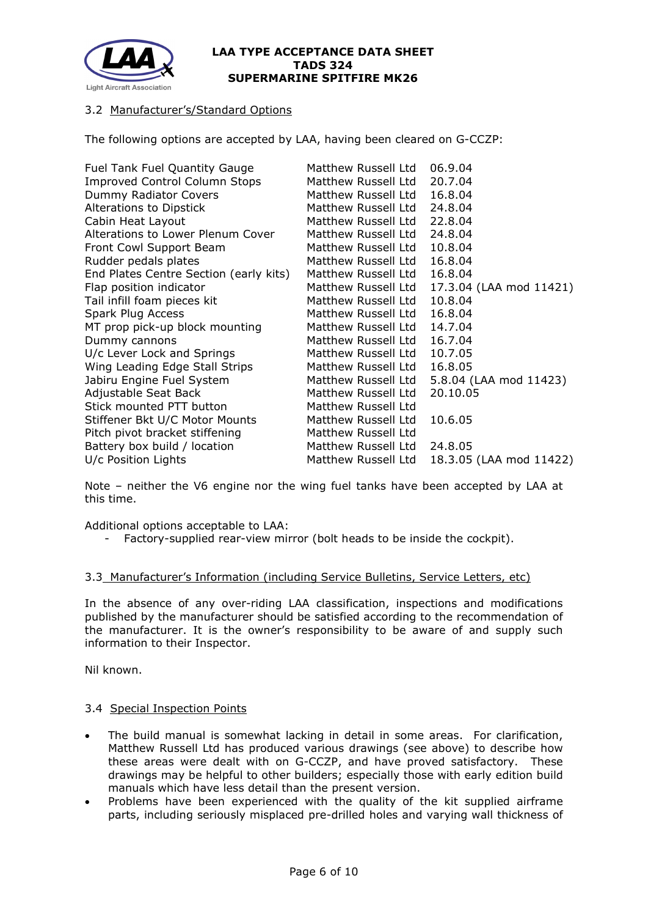### 3.2 Manufacturer's/Standard Options

The following options are accepted by LAA, having been cleared on G-CCZP:

| | | |
|---|---|---|
| Fuel Tank Fuel Quantity Gauge | Matthew Russell Ltd | 06.9.04 |
| Improved Control Column Stops | Matthew Russell Ltd | 20.7.04 |
| Dummy Radiator Covers | Matthew Russell Ltd | 16.8.04 |
| Alterations to Dipstick | Matthew Russell Ltd | 24.8.04 |
| Cabin Heat Layout | Matthew Russell Ltd | 22.8.04 |
| Alterations to Lower Plenum Cover | Matthew Russell Ltd | 24.8.04 |
| Front Cowl Support Beam | Matthew Russell Ltd | 10.8.04 |
| Rudder pedals plates | Matthew Russell Ltd | 16.8.04 |
| End Plates Centre Section (early kits) | Matthew Russell Ltd | 16.8.04 |
| Flap position indicator | Matthew Russell Ltd | 17.3.04 (LAA mod 11421) |
| Tail infill foam pieces kit | Matthew Russell Ltd | 10.8.04 |
| Spark Plug Access | Matthew Russell Ltd | 16.8.04 |
| MT prop pick-up block mounting | Matthew Russell Ltd | 14.7.04 |
| Dummy cannons | Matthew Russell Ltd | 16.7.04 |
| U/c Lever Lock and Springs | Matthew Russell Ltd | 10.7.05 |
| Wing Leading Edge Stall Strips | Matthew Russell Ltd | 16.8.05 |
| Jabiru Engine Fuel System | Matthew Russell Ltd | 5.8.04 (LAA mod 11423) |
| Adjustable Seat Back | Matthew Russell Ltd | 20.10.05 |
| Stick mounted PTT button | Matthew Russell Ltd | |
| Stiffener Bkt U/C Motor Mounts | Matthew Russell Ltd | 10.6.05 |
| Pitch pivot bracket stiffening | Matthew Russell Ltd | |
| Battery box build / location | Matthew Russell Ltd | 24.8.05 |
| U/c Position Lights | Matthew Russell Ltd | 18.3.05 (LAA mod 11422) |

Note – neither the V6 engine nor the wing fuel tanks have been accepted by LAA at this time.

Additional options acceptable to LAA:

- Factory-supplied rear-view mirror (bolt heads to be inside the cockpit).

### 3.3 Manufacturer's Information (including Service Bulletins, Service Letters, etc)

In the absence of any over-riding LAA classification, inspections and modifications published by the manufacturer should be satisfied according to the recommendation of the manufacturer. It is the owner's responsibility to be aware of and supply such information to their Inspector.

Nil known.

### 3.4 Special Inspection Points

- The build manual is somewhat lacking in detail in some areas. For clarification, Matthew Russell Ltd has produced various drawings (see above) to describe how these areas were dealt with on G-CCZP, and have proved satisfactory. These drawings may be helpful to other builders; especially those with early edition build manuals which have less detail than the present version.
- Problems have been experienced with the quality of the kit supplied airframe parts, including seriously misplaced pre-drilled holes and varying wall thickness of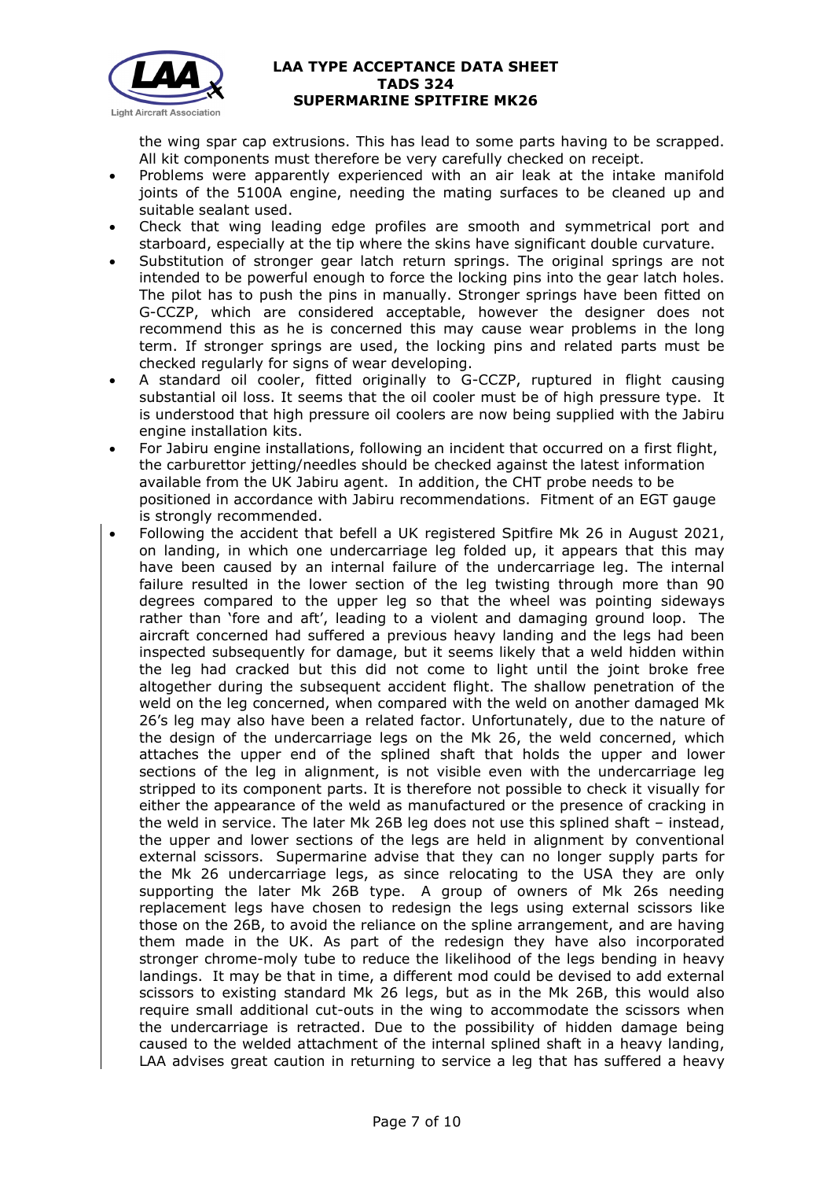the wing spar cap extrusions. This has lead to some parts having to be scrapped. All kit components must therefore be very carefully checked on receipt.

- Problems were apparently experienced with an air leak at the intake manifold joints of the 5100A engine, needing the mating surfaces to be cleaned up and suitable sealant used.
- Check that wing leading edge profiles are smooth and symmetrical port and starboard, especially at the tip where the skins have significant double curvature.
- Substitution of stronger gear latch return springs. The original springs are not intended to be powerful enough to force the locking pins into the gear latch holes. The pilot has to push the pins in manually. Stronger springs have been fitted on G-CCZP, which are considered acceptable, however the designer does not recommend this as he is concerned this may cause wear problems in the long term. If stronger springs are used, the locking pins and related parts must be checked regularly for signs of wear developing.
- A standard oil cooler, fitted originally to G-CCZP, ruptured in flight causing substantial oil loss. It seems that the oil cooler must be of high pressure type. It is understood that high pressure oil coolers are now being supplied with the Jabiru engine installation kits.
- For Jabiru engine installations, following an incident that occurred on a first flight, the carburettor jetting/needles should be checked against the latest information available from the UK Jabiru agent. In addition, the CHT probe needs to be positioned in accordance with Jabiru recommendations. Fitment of an EGT gauge is strongly recommended.
- Following the accident that befell a UK registered Spitfire Mk 26 in August 2021, on landing, in which one undercarriage leg folded up, it appears that this may have been caused by an internal failure of the undercarriage leg. The internal failure resulted in the lower section of the leg twisting through more than 90 degrees compared to the upper leg so that the wheel was pointing sideways rather than 'fore and aft', leading to a violent and damaging ground loop. The aircraft concerned had suffered a previous heavy landing and the legs had been inspected subsequently for damage, but it seems likely that a weld hidden within the leg had cracked but this did not come to light until the joint broke free altogether during the subsequent accident flight. The shallow penetration of the weld on the leg concerned, when compared with the weld on another damaged Mk 26's leg may also have been a related factor. Unfortunately, due to the nature of the design of the undercarriage legs on the Mk 26, the weld concerned, which attaches the upper end of the splined shaft that holds the upper and lower sections of the leg in alignment, is not visible even with the undercarriage leg stripped to its component parts. It is therefore not possible to check it visually for either the appearance of the weld as manufactured or the presence of cracking in the weld in service. The later Mk 26B leg does not use this splined shaft – instead, the upper and lower sections of the legs are held in alignment by conventional external scissors. Supermarine advise that they can no longer supply parts for the Mk 26 undercarriage legs, as since relocating to the USA they are only supporting the later Mk 26B type. A group of owners of Mk 26s needing replacement legs have chosen to redesign the legs using external scissors like those on the 26B, to avoid the reliance on the spline arrangement, and are having them made in the UK. As part of the redesign they have also incorporated stronger chrome-moly tube to reduce the likelihood of the legs bending in heavy landings. It may be that in time, a different mod could be devised to add external scissors to existing standard Mk 26 legs, but as in the Mk 26B, this would also require small additional cut-outs in the wing to accommodate the scissors when the undercarriage is retracted. Due to the possibility of hidden damage being caused to the welded attachment of the internal splined shaft in a heavy landing, LAA advises great caution in returning to service a leg that has suffered a heavy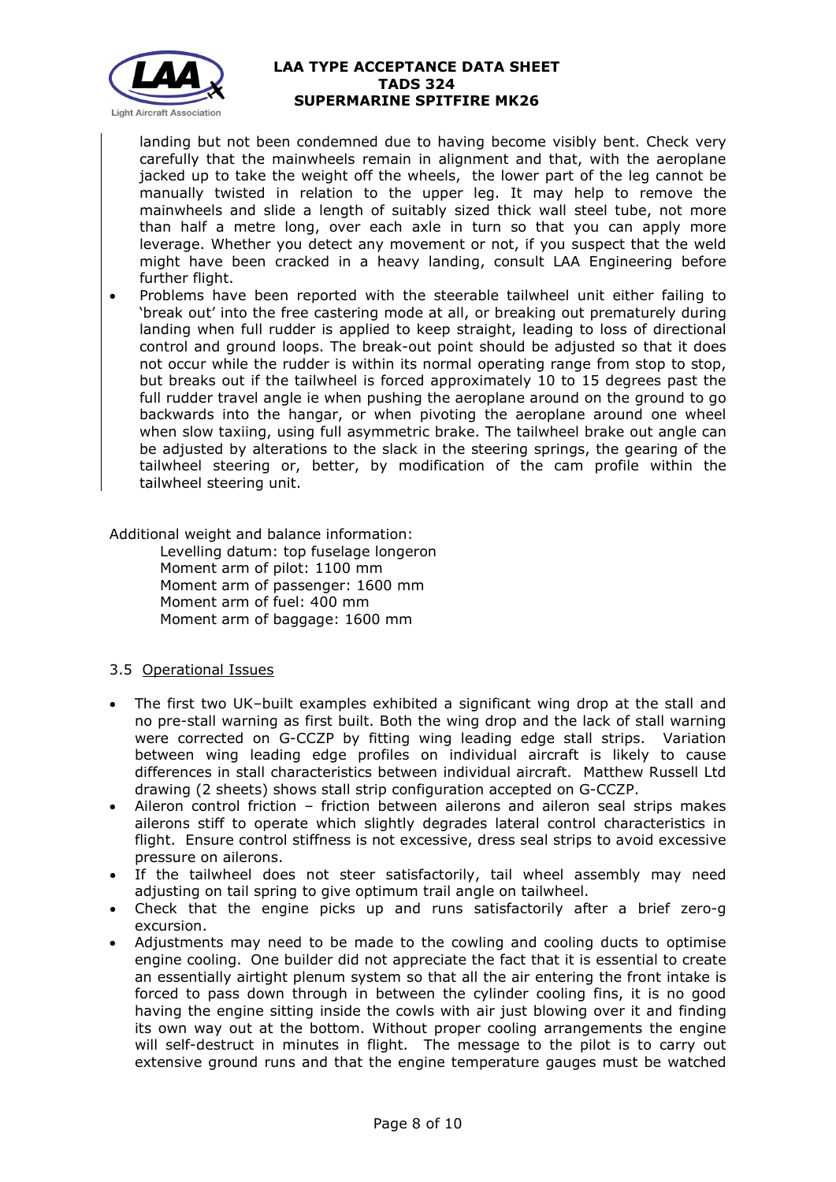landing but not been condemned due to having become visibly bent. Check very carefully that the mainwheels remain in alignment and that, with the aeroplane jacked up to take the weight off the wheels, the lower part of the leg cannot be manually twisted in relation to the upper leg. It may help to remove the mainwheels and slide a length of suitably sized thick wall steel tube, not more than half a metre long, over each axle in turn so that you can apply more leverage. Whether you detect any movement or not, if you suspect that the weld might have been cracked in a heavy landing, consult LAA Engineering before further flight.

- Problems have been reported with the steerable tailwheel unit either failing to 'break out' into the free castering mode at all, or breaking out prematurely during landing when full rudder is applied to keep straight, leading to loss of directional control and ground loops. The break-out point should be adjusted so that it does not occur while the rudder is within its normal operating range from stop to stop, but breaks out if the tailwheel is forced approximately 10 to 15 degrees past the full rudder travel angle ie when pushing the aeroplane around on the ground to go backwards into the hangar, or when pivoting the aeroplane around one wheel when slow taxiing, using full asymmetric brake. The tailwheel brake out angle can be adjusted by alterations to the slack in the steering springs, the gearing of the tailwheel steering or, better, by modification of the cam profile within the tailwheel steering unit.

Additional weight and balance information:

Levelling datum: top fuselage longeron
Moment arm of pilot: 1100 mm
Moment arm of passenger: 1600 mm
Moment arm of fuel: 400 mm
Moment arm of baggage: 1600 mm

### 3.5 Operational Issues

- The first two UK–built examples exhibited a significant wing drop at the stall and no pre-stall warning as first built. Both the wing drop and the lack of stall warning were corrected on G-CCZP by fitting wing leading edge stall strips. Variation between wing leading edge profiles on individual aircraft is likely to cause differences in stall characteristics between individual aircraft. Matthew Russell Ltd drawing (2 sheets) shows stall strip configuration accepted on G-CCZP.
- Aileron control friction – friction between ailerons and aileron seal strips makes ailerons stiff to operate which slightly degrades lateral control characteristics in flight. Ensure control stiffness is not excessive, dress seal strips to avoid excessive pressure on ailerons.
- If the tailwheel does not steer satisfactorily, tail wheel assembly may need adjusting on tail spring to give optimum trail angle on tailwheel.
- Check that the engine picks up and runs satisfactorily after a brief zero-g excursion.
- Adjustments may need to be made to the cowling and cooling ducts to optimise engine cooling. One builder did not appreciate the fact that it is essential to create an essentially airtight plenum system so that all the air entering the front intake is forced to pass down through in between the cylinder cooling fins, it is no good having the engine sitting inside the cowls with air just blowing over it and finding its own way out at the bottom. Without proper cooling arrangements the engine will self-destruct in minutes in flight. The message to the pilot is to carry out extensive ground runs and that the engine temperature gauges must be watched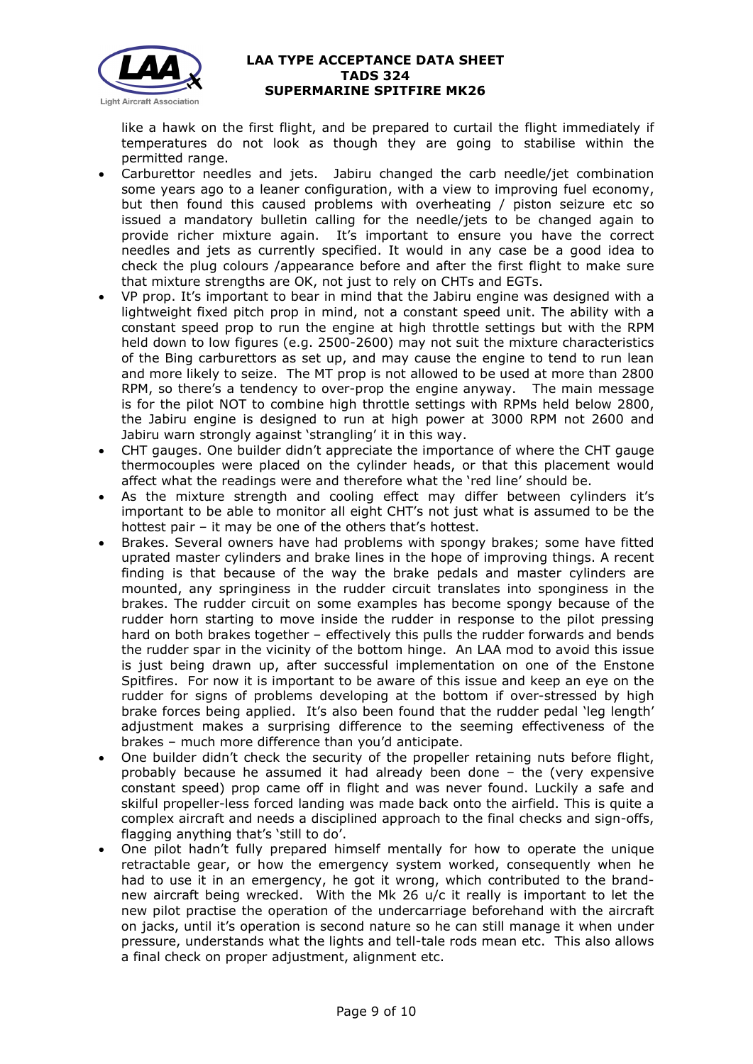like a hawk on the first flight, and be prepared to curtail the flight immediately if temperatures do not look as though they are going to stabilise within the permitted range.

- Carburettor needles and jets. Jabiru changed the carb needle/jet combination some years ago to a leaner configuration, with a view to improving fuel economy, but then found this caused problems with overheating / piston seizure etc so issued a mandatory bulletin calling for the needle/jets to be changed again to provide richer mixture again. It's important to ensure you have the correct needles and jets as currently specified. It would in any case be a good idea to check the plug colours /appearance before and after the first flight to make sure that mixture strengths are OK, not just to rely on CHTs and EGTs.
- VP prop. It's important to bear in mind that the Jabiru engine was designed with a lightweight fixed pitch prop in mind, not a constant speed unit. The ability with a constant speed prop to run the engine at high throttle settings but with the RPM held down to low figures (e.g. 2500-2600) may not suit the mixture characteristics of the Bing carburettors as set up, and may cause the engine to tend to run lean and more likely to seize. The MT prop is not allowed to be used at more than 2800 RPM, so there's a tendency to over-prop the engine anyway. The main message is for the pilot NOT to combine high throttle settings with RPMs held below 2800, the Jabiru engine is designed to run at high power at 3000 RPM not 2600 and Jabiru warn strongly against 'strangling' it in this way.
- CHT gauges. One builder didn't appreciate the importance of where the CHT gauge thermocouples were placed on the cylinder heads, or that this placement would affect what the readings were and therefore what the 'red line' should be.
- As the mixture strength and cooling effect may differ between cylinders it's important to be able to monitor all eight CHT's not just what is assumed to be the hottest pair – it may be one of the others that's hottest.
- Brakes. Several owners have had problems with spongy brakes; some have fitted uprated master cylinders and brake lines in the hope of improving things. A recent finding is that because of the way the brake pedals and master cylinders are mounted, any springiness in the rudder circuit translates into sponginess in the brakes. The rudder circuit on some examples has become spongy because of the rudder horn starting to move inside the rudder in response to the pilot pressing hard on both brakes together – effectively this pulls the rudder forwards and bends the rudder spar in the vicinity of the bottom hinge. An LAA mod to avoid this issue is just being drawn up, after successful implementation on one of the Enstone Spitfires. For now it is important to be aware of this issue and keep an eye on the rudder for signs of problems developing at the bottom if over-stressed by high brake forces being applied. It's also been found that the rudder pedal 'leg length' adjustment makes a surprising difference to the seeming effectiveness of the brakes – much more difference than you'd anticipate.
- One builder didn't check the security of the propeller retaining nuts before flight, probably because he assumed it had already been done – the (very expensive constant speed) prop came off in flight and was never found. Luckily a safe and skilful propeller-less forced landing was made back onto the airfield. This is quite a complex aircraft and needs a disciplined approach to the final checks and sign-offs, flagging anything that's 'still to do'.
- One pilot hadn't fully prepared himself mentally for how to operate the unique retractable gear, or how the emergency system worked, consequently when he had to use it in an emergency, he got it wrong, which contributed to the brand-new aircraft being wrecked. With the Mk 26 u/c it really is important to let the new pilot practise the operation of the undercarriage beforehand with the aircraft on jacks, until it's operation is second nature so he can still manage it when under pressure, understands what the lights and tell-tale rods mean etc. This also allows a final check on proper adjustment, alignment etc.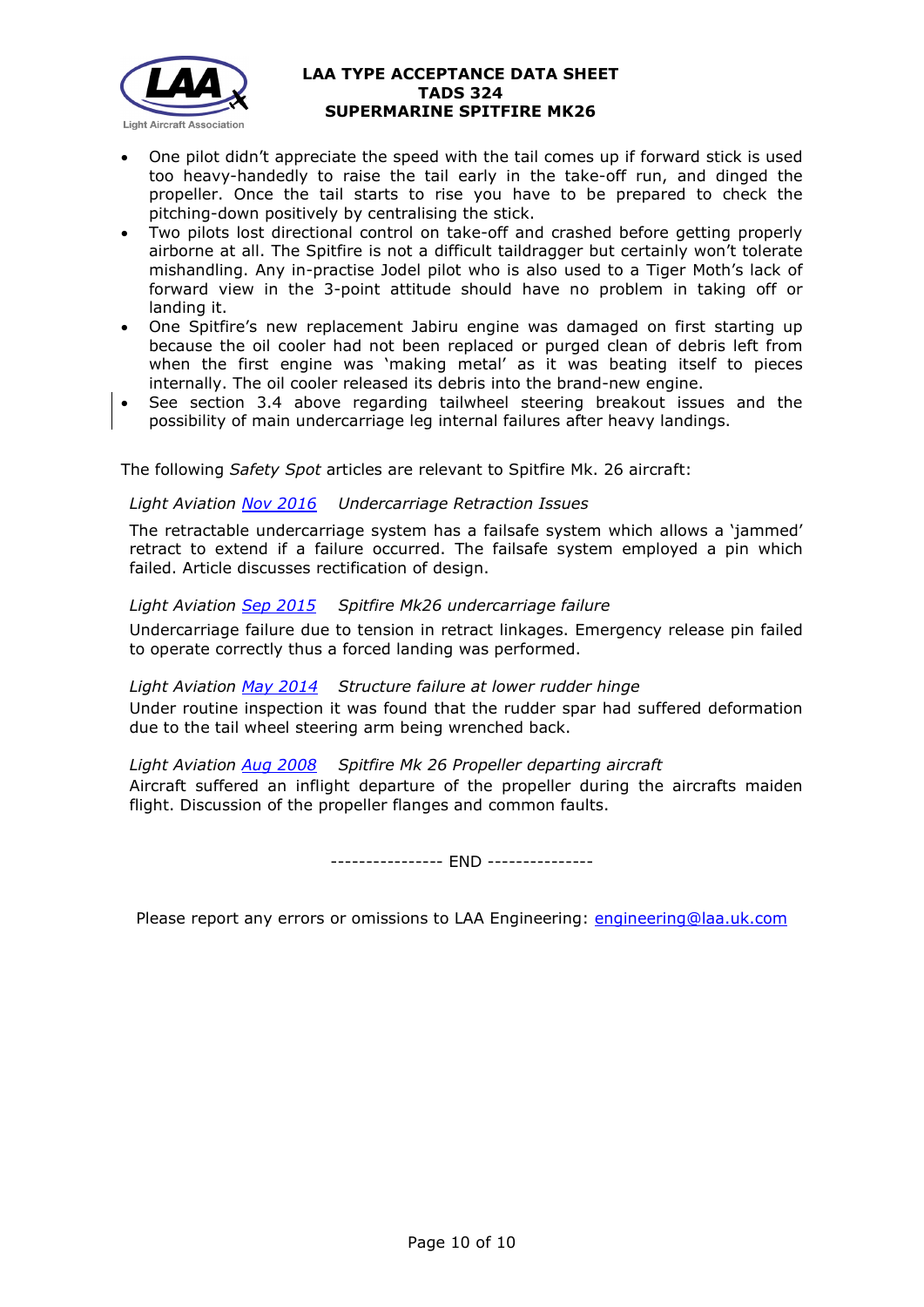- One pilot didn't appreciate the speed with the tail comes up if forward stick is used too heavy-handedly to raise the tail early in the take-off run, and dinged the propeller. Once the tail starts to rise you have to be prepared to check the pitching-down positively by centralising the stick.
- Two pilots lost directional control on take-off and crashed before getting properly airborne at all. The Spitfire is not a difficult taildragger but certainly won't tolerate mishandling. Any in-practise Jodel pilot who is also used to a Tiger Moth's lack of forward view in the 3-point attitude should have no problem in taking off or landing it.
- One Spitfire's new replacement Jabiru engine was damaged on first starting up because the oil cooler had not been replaced or purged clean of debris left from when the first engine was 'making metal' as it was beating itself to pieces internally. The oil cooler released its debris into the brand-new engine.
- See section 3.4 above regarding tailwheel steering breakout issues and the possibility of main undercarriage leg internal failures after heavy landings.

The following *Safety Spot* articles are relevant to Spitfire Mk. 26 aircraft:

*Light Aviation Nov 2016 Undercarriage Retraction Issues*

The retractable undercarriage system has a failsafe system which allows a 'jammed' retract to extend if a failure occurred. The failsafe system employed a pin which failed. Article discusses rectification of design.

*Light Aviation Sep 2015 Spitfire Mk26 undercarriage failure*

Undercarriage failure due to tension in retract linkages. Emergency release pin failed to operate correctly thus a forced landing was performed.

*Light Aviation May 2014 Structure failure at lower rudder hinge*

Under routine inspection it was found that the rudder spar had suffered deformation due to the tail wheel steering arm being wrenched back.

*Light Aviation Aug 2008 Spitfire Mk 26 Propeller departing aircraft*

Aircraft suffered an inflight departure of the propeller during the aircrafts maiden flight. Discussion of the propeller flanges and common faults.

---------------- END ---------------

Please report any errors or omissions to LAA Engineering: engineering@laa.uk.com